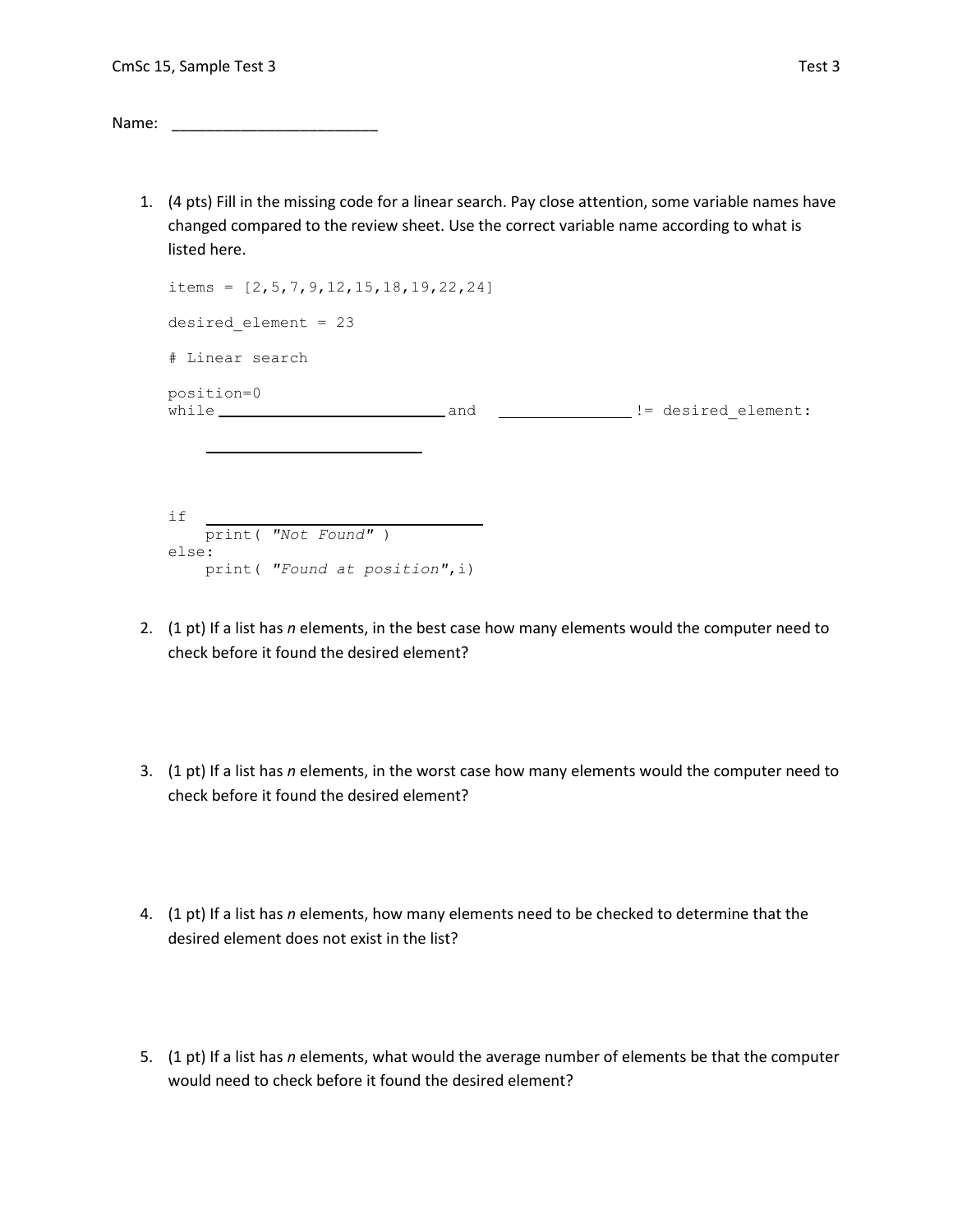CmSc 15, Sample Test 3 Test 3

Name: ________________________

1. (4 pts) Fill in the missing code for a linear search. Pay close attention, some variable names have changed compared to the review sheet. Use the correct variable name according to what is listed here.

```
items = [2,5,7,9,12,15,18,19,22,24]

desired_element = 23

# Linear search

position=0
while ________________________ and  ______________ != desired_element:

    ________________________


if  ______________________________
    print( "Not Found" )
else:
    print( "Found at position",i)
```

2. (1 pt) If a list has *n* elements, in the best case how many elements would the computer need to check before it found the desired element?

3. (1 pt) If a list has *n* elements, in the worst case how many elements would the computer need to check before it found the desired element?

4. (1 pt) If a list has *n* elements, how many elements need to be checked to determine that the desired element does not exist in the list?

5. (1 pt) If a list has *n* elements, what would the average number of elements be that the computer would need to check before it found the desired element?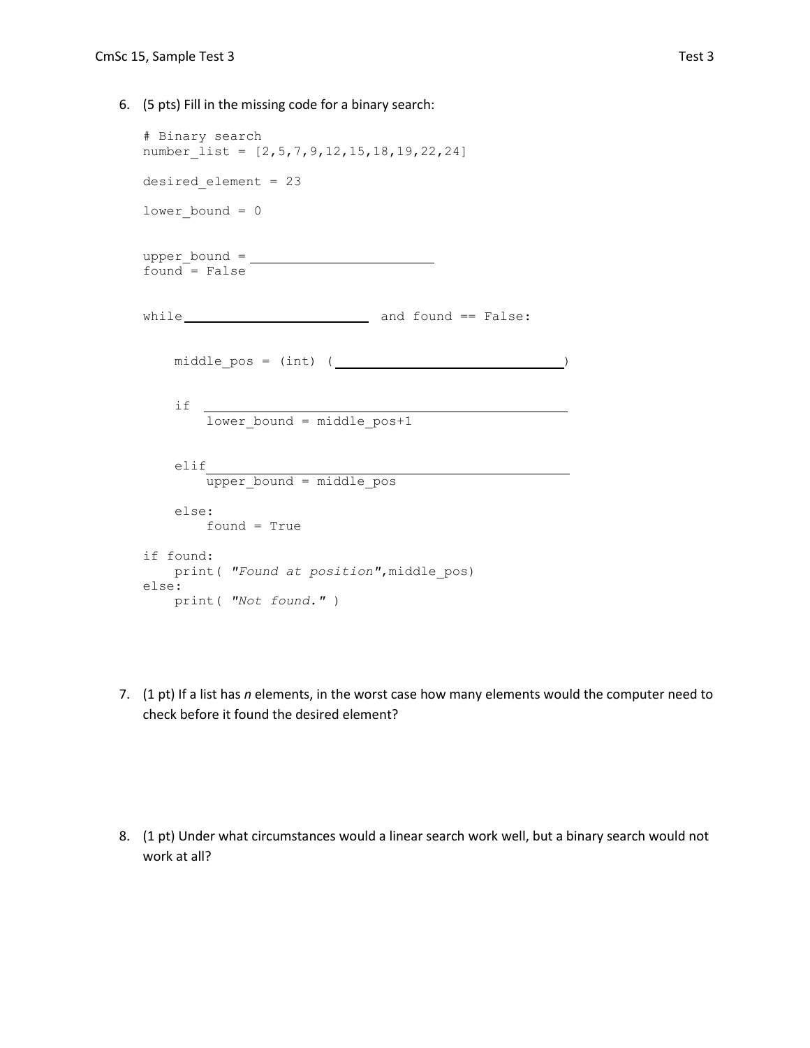6. (5 pts) Fill in the missing code for a binary search:

```
# Binary search
number_list = [2,5,7,9,12,15,18,19,22,24]

desired_element = 23

lower_bound = 0


upper_bound = ______________________
found = False


while ______________________  and found == False:


    middle_pos = (int) (____________________________)


    if ______________________________________________
        lower_bound = middle_pos+1


    elif_____________________________________________
        upper_bound = middle_pos

    else:
        found = True

if found:
    print( "Found at position",middle_pos)
else:
    print( "Not found." )
```

7. (1 pt) If a list has *n* elements, in the worst case how many elements would the computer need to check before it found the desired element?

8. (1 pt) Under what circumstances would a linear search work well, but a binary search would not work at all?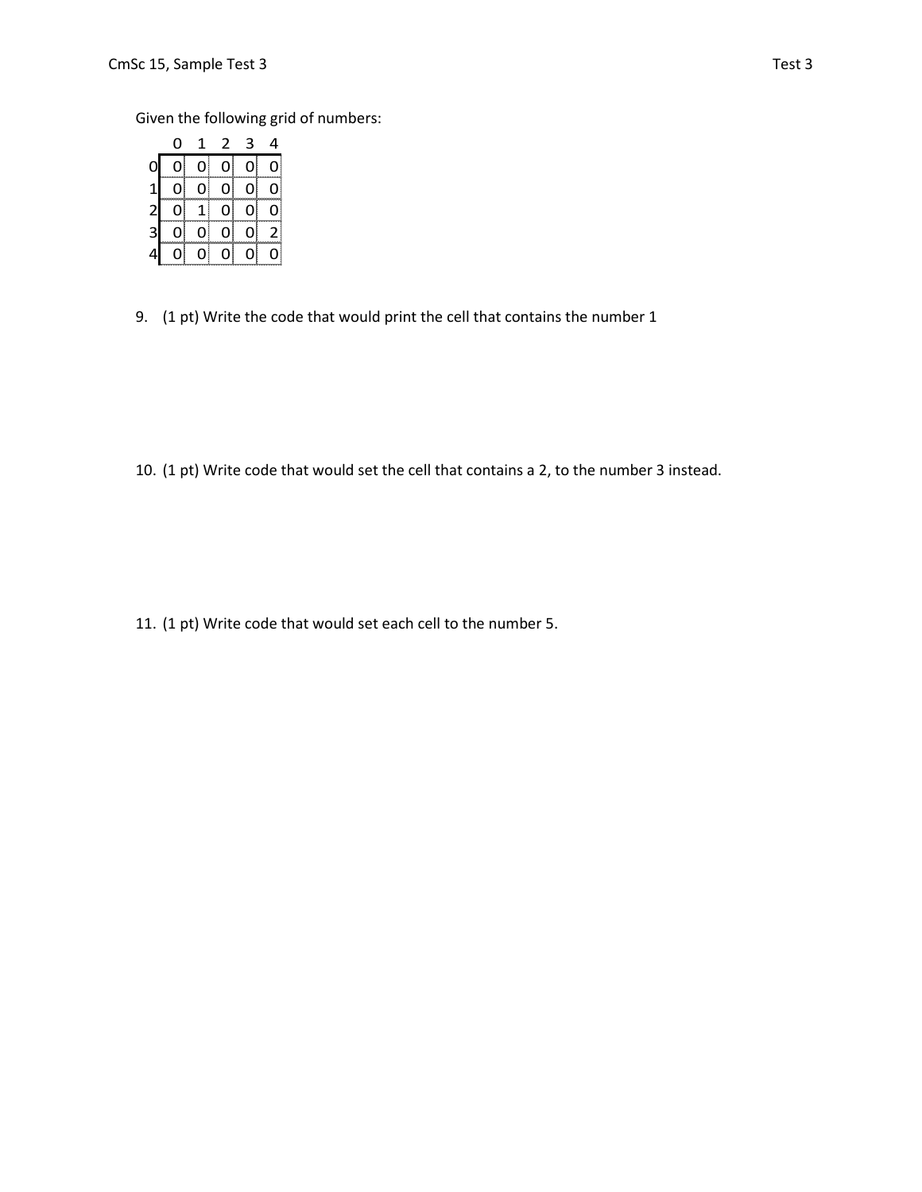Given the following grid of numbers:

|   | 0 | 1 | 2 | 3 | 4 |
|---|---|---|---|---|---|
| 0 | 0 | 0 | 0 | 0 | 0 |
| 1 | 0 | 0 | 0 | 0 | 0 |
| 2 | 0 | 1 | 0 | 0 | 0 |
| 3 | 0 | 0 | 0 | 0 | 2 |
| 4 | 0 | 0 | 0 | 0 | 0 |

9. (1 pt) Write the code that would print the cell that contains the number 1

10. (1 pt) Write code that would set the cell that contains a 2, to the number 3 instead.

11. (1 pt) Write code that would set each cell to the number 5.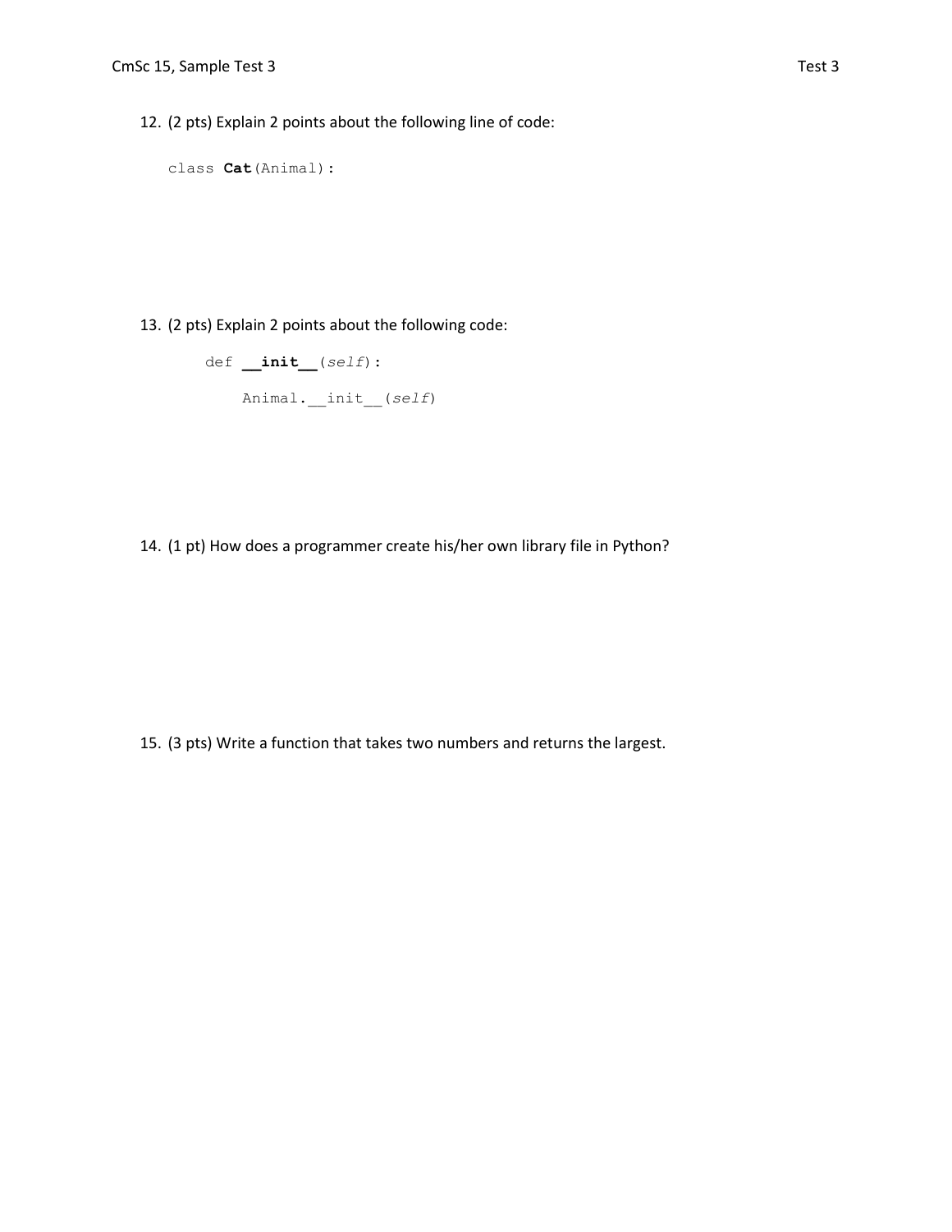12. (2 pts) Explain 2 points about the following line of code:

```
class Cat(Animal):
```

13. (2 pts) Explain 2 points about the following code:

```
def __init__(self):
    Animal.__init__(self)
```

14. (1 pt) How does a programmer create his/her own library file in Python?

15. (3 pts) Write a function that takes two numbers and returns the largest.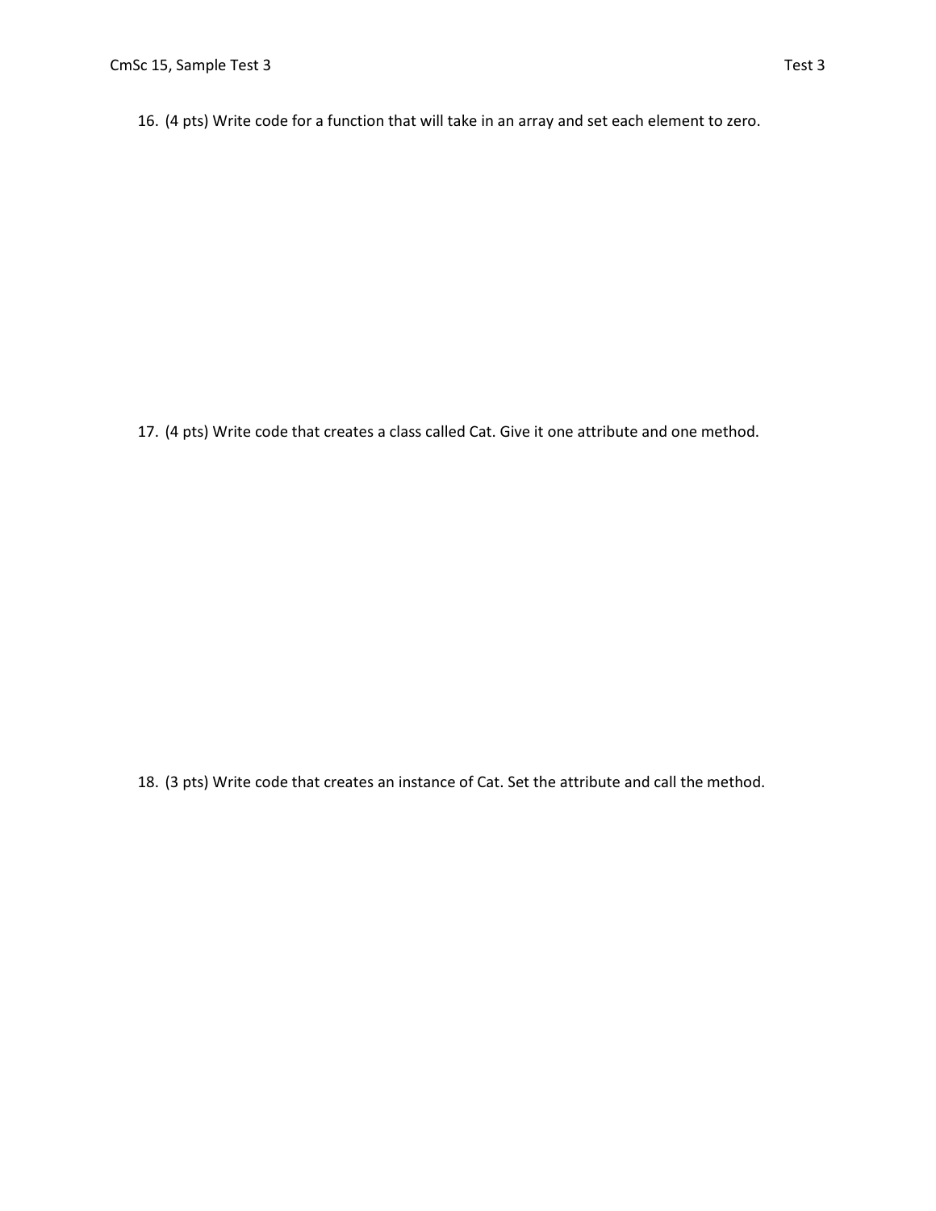16. (4 pts) Write code for a function that will take in an array and set each element to zero.

17. (4 pts) Write code that creates a class called Cat. Give it one attribute and one method.

18. (3 pts) Write code that creates an instance of Cat. Set the attribute and call the method.